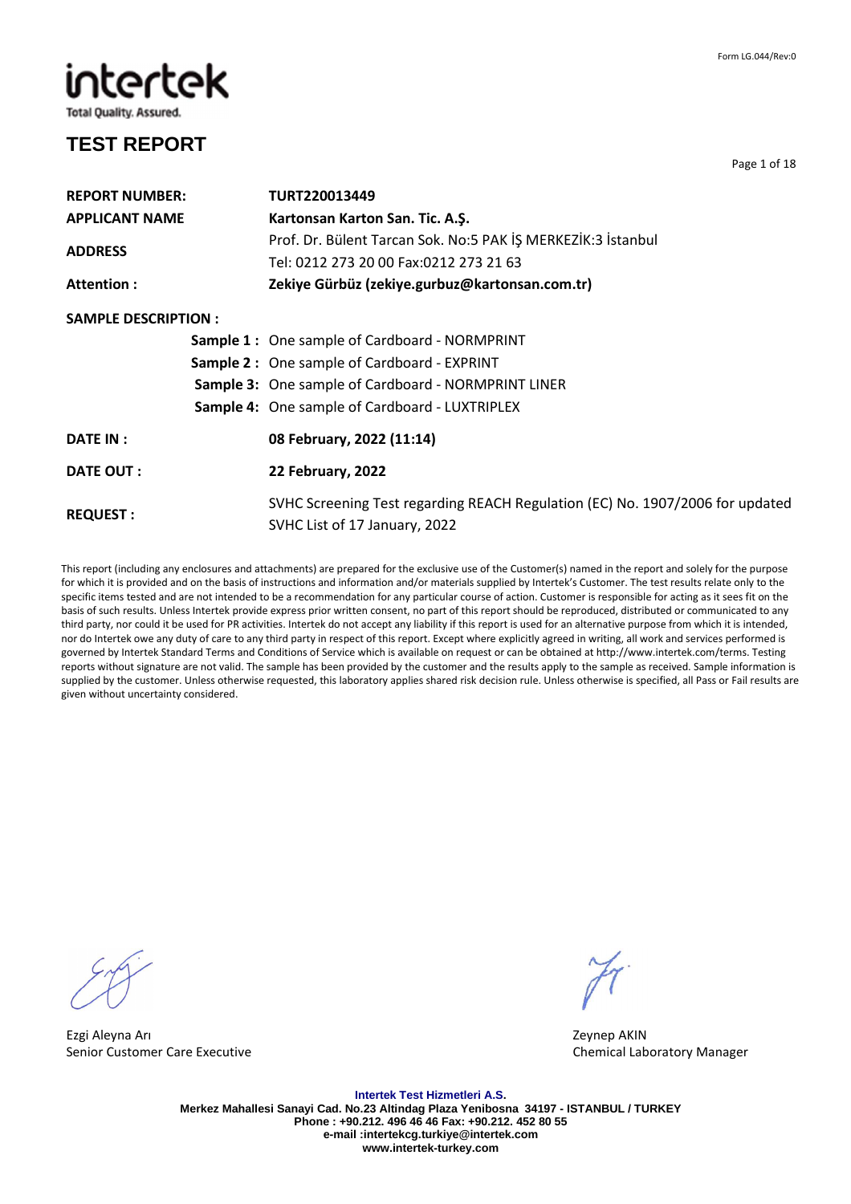intertek

Total Quality. Assured.

Form LG.044/Rev:0

# TEST REPORT

| | |
|---|---|
| **REPORT NUMBER:** | **TURT220013449** |
| **APPLICANT NAME** | **Kartonsan Karton San. Tic. A.Ş.** |
| **ADDRESS** | Prof. Dr. Bülent Tarcan Sok. No:5 PAK İŞ MERKEZİK:3 İstanbul<br>Tel: 0212 273 20 00 Fax:0212 273 21 63 |
| **Attention :** | **Zekiye Gürbüz (zekiye.gurbuz@kartonsan.com.tr)** |

**SAMPLE DESCRIPTION :**

- **Sample 1 :** One sample of Cardboard - NORMPRINT
- **Sample 2 :** One sample of Cardboard - EXPRINT
- **Sample 3:** One sample of Cardboard - NORMPRINT LINER
- **Sample 4:** One sample of Cardboard - LUXTRIPLEX

| | |
|---|---|
| **DATE IN :** | **08 February, 2022 (11:14)** |
| **DATE OUT :** | **22 February, 2022** |
| **REQUEST :** | SVHC Screening Test regarding REACH Regulation (EC) No. 1907/2006 for updated SVHC List of 17 January, 2022 |

This report (including any enclosures and attachments) are prepared for the exclusive use of the Customer(s) named in the report and solely for the purpose for which it is provided and on the basis of instructions and information and/or materials supplied by Intertek's Customer. The test results relate only to the specific items tested and are not intended to be a recommendation for any particular course of action. Customer is responsible for acting as it sees fit on the basis of such results. Unless Intertek provide express prior written consent, no part of this report should be reproduced, distributed or communicated to any third party, nor could it be used for PR activities. Intertek do not accept any liability if this report is used for an alternative purpose from which it is intended, nor do Intertek owe any duty of care to any third party in respect of this report. Except where explicitly agreed in writing, all work and services performed is governed by Intertek Standard Terms and Conditions of Service which is available on request or can be obtained at http://www.intertek.com/terms. Testing reports without signature are not valid. The sample has been provided by the customer and the results apply to the sample as received. Sample information is supplied by the customer. Unless otherwise requested, this laboratory applies shared risk decision rule. Unless otherwise is specified, all Pass or Fail results are given without uncertainty considered.

Ezgi Aleyna Arı
Senior Customer Care Executive

Zeynep AKIN
Chemical Laboratory Manager

**Intertek Test Hizmetleri A.S.**
**Merkez Mahallesi Sanayi Cad. No.23 Altindag Plaza Yenibosna 34197 - ISTANBUL / TURKEY**
**Phone : +90.212. 496 46 46 Fax: +90.212. 452 80 55**
**e-mail :intertekcg.turkiye@intertek.com**
**www.intertek-turkey.com**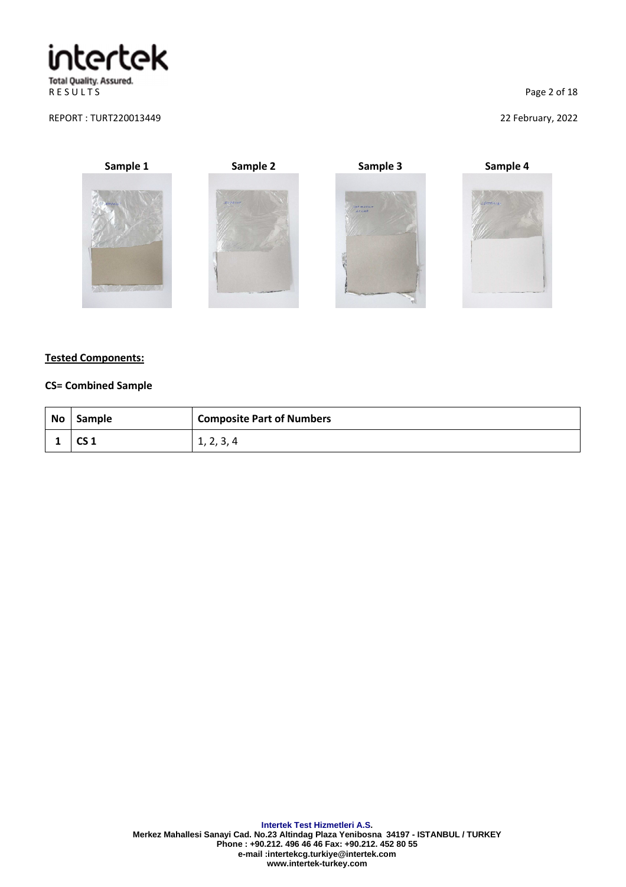Sample 1 | Sample 2 | Sample 3 | Sample 4

**Tested Components:**

**CS= Combined Sample**

| No | Sample | Composite Part of Numbers |
|---|---|---|
| 1 | CS 1 | 1, 2, 3, 4 |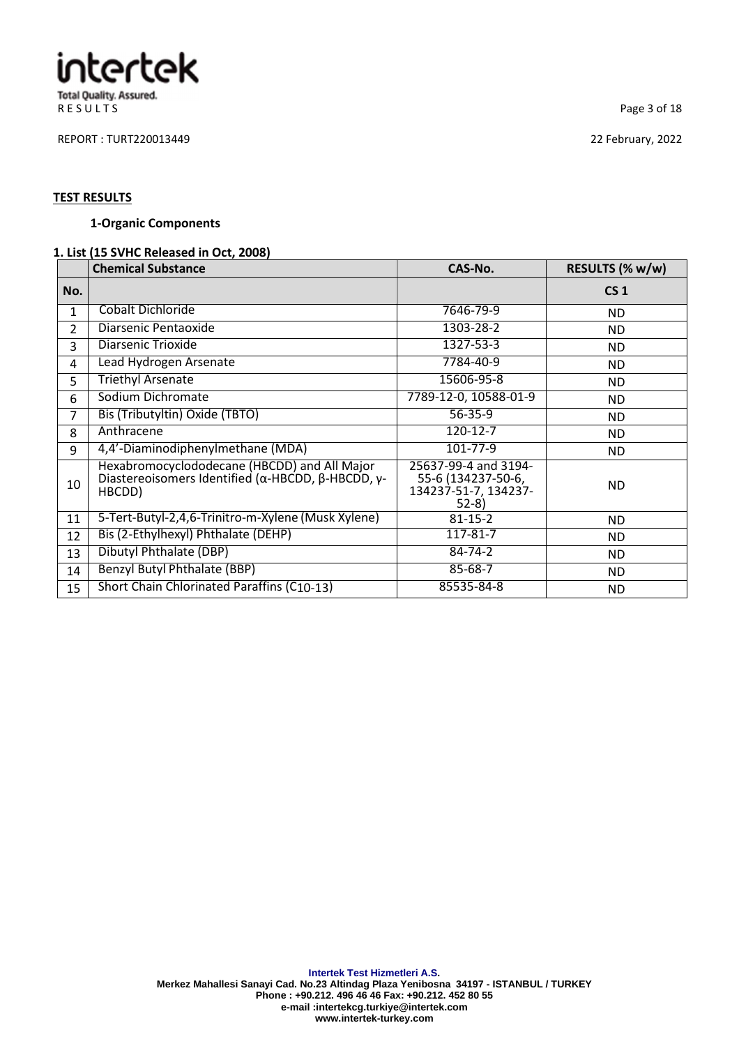RESULTS

REPORT : TURT220013449

22 February, 2022

## TEST RESULTS

### 1-Organic Components

**1. List (15 SVHC Released in Oct, 2008)**

| No. | Chemical Substance | CAS-No. | RESULTS (% w/w) |
|---|---|---|---|
| | | | CS 1 |
| 1 | Cobalt Dichloride | 7646-79-9 | ND |
| 2 | Diarsenic Pentaoxide | 1303-28-2 | ND |
| 3 | Diarsenic Trioxide | 1327-53-3 | ND |
| 4 | Lead Hydrogen Arsenate | 7784-40-9 | ND |
| 5 | Triethyl Arsenate | 15606-95-8 | ND |
| 6 | Sodium Dichromate | 7789-12-0, 10588-01-9 | ND |
| 7 | Bis (Tributyltin) Oxide (TBTO) | 56-35-9 | ND |
| 8 | Anthracene | 120-12-7 | ND |
| 9 | 4,4'-Diaminodiphenylmethane (MDA) | 101-77-9 | ND |
| 10 | Hexabromocyclododecane (HBCDD) and All Major Diastereoisomers Identified (α-HBCDD, β-HBCDD, γ-HBCDD) | 25637-99-4 and 3194-55-6 (134237-50-6, 134237-51-7, 134237-52-8) | ND |
| 11 | 5-Tert-Butyl-2,4,6-Trinitro-m-Xylene (Musk Xylene) | 81-15-2 | ND |
| 12 | Bis (2-Ethylhexyl) Phthalate (DEHP) | 117-81-7 | ND |
| 13 | Dibutyl Phthalate (DBP) | 84-74-2 | ND |
| 14 | Benzyl Butyl Phthalate (BBP) | 85-68-7 | ND |
| 15 | Short Chain Chlorinated Paraffins ($C_{10-13}$) | 85535-84-8 | ND |

**Intertek Test Hizmetleri A.S.**
Merkez Mahallesi Sanayi Cad. No.23 Altindag Plaza Yenibosna 34197 - ISTANBUL / TURKEY
Phone : +90.212. 496 46 46 Fax: +90.212. 452 80 55
e-mail :intertekcg.turkiye@intertek.com
www.intertek-turkey.com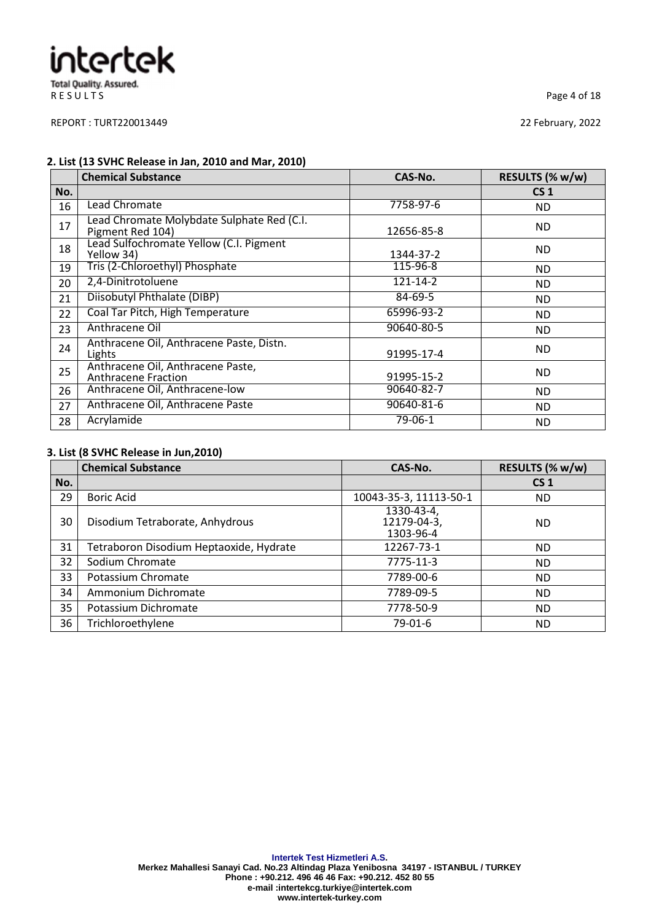RESULTS

REPORT : TURT220013449

22 February, 2022

**2. List (13 SVHC Release in Jan, 2010 and Mar, 2010)**

| | Chemical Substance | CAS-No. | RESULTS (% w/w) |
|---|---|---|---|
| No. | | | CS 1 |
| 16 | Lead Chromate | 7758-97-6 | ND |
| 17 | Lead Chromate Molybdate Sulphate Red (C.I. Pigment Red 104) | 12656-85-8 | ND |
| 18 | Lead Sulfochromate Yellow (C.I. Pigment Yellow 34) | 1344-37-2 | ND |
| 19 | Tris (2-Chloroethyl) Phosphate | 115-96-8 | ND |
| 20 | 2,4-Dinitrotoluene | 121-14-2 | ND |
| 21 | Diisobutyl Phthalate (DIBP) | 84-69-5 | ND |
| 22 | Coal Tar Pitch, High Temperature | 65996-93-2 | ND |
| 23 | Anthracene Oil | 90640-80-5 | ND |
| 24 | Anthracene Oil, Anthracene Paste, Distn. Lights | 91995-17-4 | ND |
| 25 | Anthracene Oil, Anthracene Paste, Anthracene Fraction | 91995-15-2 | ND |
| 26 | Anthracene Oil, Anthracene-low | 90640-82-7 | ND |
| 27 | Anthracene Oil, Anthracene Paste | 90640-81-6 | ND |
| 28 | Acrylamide | 79-06-1 | ND |

**3. List (8 SVHC Release in Jun,2010)**

| | Chemical Substance | CAS-No. | RESULTS (% w/w) |
|---|---|---|---|
| No. | | | CS 1 |
| 29 | Boric Acid | 10043-35-3, 11113-50-1 | ND |
| 30 | Disodium Tetraborate, Anhydrous | 1330-43-4, 12179-04-3, 1303-96-4 | ND |
| 31 | Tetraboron Disodium Heptaoxide, Hydrate | 12267-73-1 | ND |
| 32 | Sodium Chromate | 7775-11-3 | ND |
| 33 | Potassium Chromate | 7789-00-6 | ND |
| 34 | Ammonium Dichromate | 7789-09-5 | ND |
| 35 | Potassium Dichromate | 7778-50-9 | ND |
| 36 | Trichloroethylene | 79-01-6 | ND |

**Intertek Test Hizmetleri A.S.**
Merkez Mahallesi Sanayi Cad. No.23 Altindag Plaza Yenibosna 34197 - ISTANBUL / TURKEY
Phone : +90.212. 496 46 46 Fax: +90.212. 452 80 55
e-mail :intertekcg.turkiye@intertek.com
www.intertek-turkey.com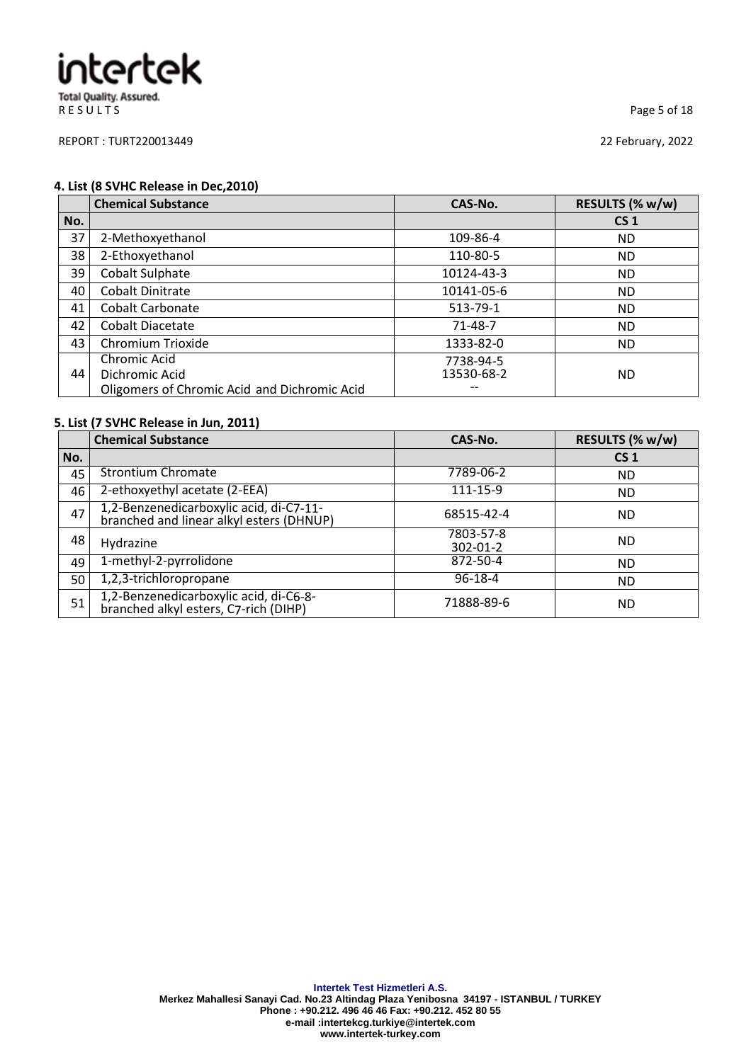REPORT : TURT220013449

22 February, 2022

**4. List (8 SVHC Release in Dec,2010)**

| No. | Chemical Substance | CAS-No. | RESULTS (% w/w) CS 1 |
|---|---|---|---|
| 37 | 2-Methoxyethanol | 109-86-4 | ND |
| 38 | 2-Ethoxyethanol | 110-80-5 | ND |
| 39 | Cobalt Sulphate | 10124-43-3 | ND |
| 40 | Cobalt Dinitrate | 10141-05-6 | ND |
| 41 | Cobalt Carbonate | 513-79-1 | ND |
| 42 | Cobalt Diacetate | 71-48-7 | ND |
| 43 | Chromium Trioxide | 1333-82-0 | ND |
| 44 | Chromic Acid<br>Dichromic Acid<br>Oligomers of Chromic Acid and Dichromic Acid | 7738-94-5<br>13530-68-2<br>-- | ND |

**5. List (7 SVHC Release in Jun, 2011)**

| No. | Chemical Substance | CAS-No. | RESULTS (% w/w) CS 1 |
|---|---|---|---|
| 45 | Strontium Chromate | 7789-06-2 | ND |
| 46 | 2-ethoxyethyl acetate (2-EEA) | 111-15-9 | ND |
| 47 | 1,2-Benzenedicarboxylic acid, di-C7-11-branched and linear alkyl esters (DHNUP) | 68515-42-4 | ND |
| 48 | Hydrazine | 7803-57-8<br>302-01-2 | ND |
| 49 | 1-methyl-2-pyrrolidone | 872-50-4 | ND |
| 50 | 1,2,3-trichloropropane | 96-18-4 | ND |
| 51 | 1,2-Benzenedicarboxylic acid, di-C6-8-branched alkyl esters, C7-rich (DIHP) | 71888-89-6 | ND |

**Intertek Test Hizmetleri A.S.**
Merkez Mahallesi Sanayi Cad. No.23 Altindag Plaza Yenibosna 34197 - ISTANBUL / TURKEY
Phone : +90.212. 496 46 46 Fax: +90.212. 452 80 55
e-mail :intertekcg.turkiye@intertek.com
www.intertek-turkey.com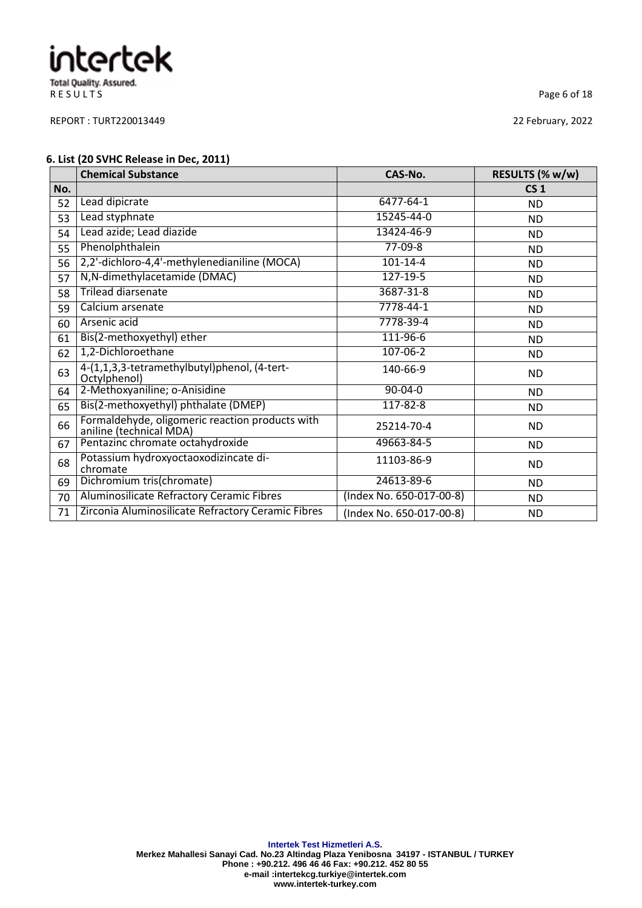### 6. List (20 SVHC Release in Dec, 2011)

| No. | Chemical Substance | CAS-No. | RESULTS (% w/w) CS 1 |
|---|---|---|---|
| 52 | Lead dipicrate | 6477-64-1 | ND |
| 53 | Lead styphnate | 15245-44-0 | ND |
| 54 | Lead azide; Lead diazide | 13424-46-9 | ND |
| 55 | Phenolphthalein | 77-09-8 | ND |
| 56 | 2,2'-dichloro-4,4'-methylenedianiline (MOCA) | 101-14-4 | ND |
| 57 | N,N-dimethylacetamide (DMAC) | 127-19-5 | ND |
| 58 | Trilead diarsenate | 3687-31-8 | ND |
| 59 | Calcium arsenate | 7778-44-1 | ND |
| 60 | Arsenic acid | 7778-39-4 | ND |
| 61 | Bis(2-methoxyethyl) ether | 111-96-6 | ND |
| 62 | 1,2-Dichloroethane | 107-06-2 | ND |
| 63 | 4-(1,1,3,3-tetramethylbutyl)phenol, (4-tert-Octylphenol) | 140-66-9 | ND |
| 64 | 2-Methoxyaniline; o-Anisidine | 90-04-0 | ND |
| 65 | Bis(2-methoxyethyl) phthalate (DMEP) | 117-82-8 | ND |
| 66 | Formaldehyde, oligomeric reaction products with aniline (technical MDA) | 25214-70-4 | ND |
| 67 | Pentazinc chromate octahydroxide | 49663-84-5 | ND |
| 68 | Potassium hydroxyoctaoxodizincate di-chromate | 11103-86-9 | ND |
| 69 | Dichromium tris(chromate) | 24613-89-6 | ND |
| 70 | Aluminosilicate Refractory Ceramic Fibres | (Index No. 650-017-00-8) | ND |
| 71 | Zirconia Aluminosilicate Refractory Ceramic Fibres | (Index No. 650-017-00-8) | ND |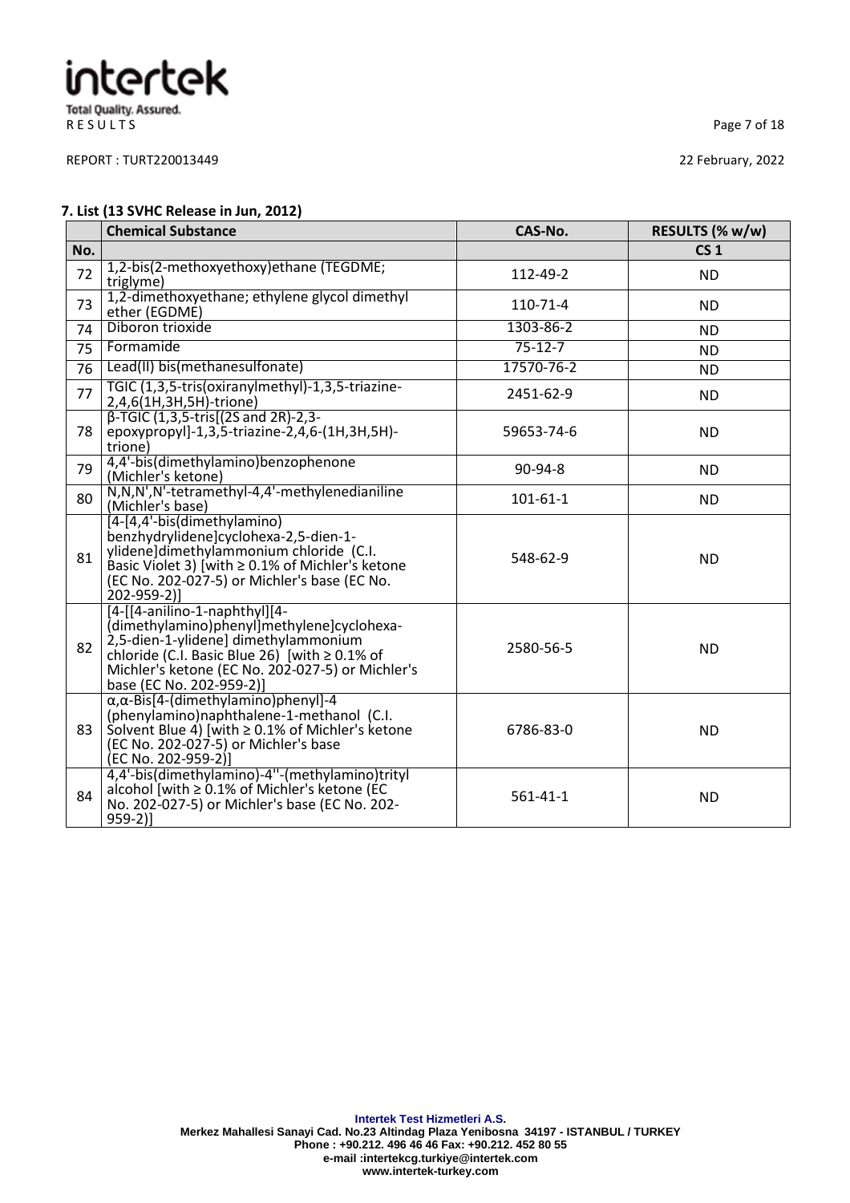**RESULTS**

REPORT : TURT220013449

22 February, 2022

### 7. List (13 SVHC Release in Jun, 2012)

| | Chemical Substance | CAS-No. | RESULTS (% w/w) |
|---|---|---|---|
| No. | | | CS 1 |
| 72 | 1,2-bis(2-methoxyethoxy)ethane (TEGDME; triglyme) | 112-49-2 | ND |
| 73 | 1,2-dimethoxyethane; ethylene glycol dimethyl ether (EGDME) | 110-71-4 | ND |
| 74 | Diboron trioxide | 1303-86-2 | ND |
| 75 | Formamide | 75-12-7 | ND |
| 76 | Lead(II) bis(methanesulfonate) | 17570-76-2 | ND |
| 77 | TGIC (1,3,5-tris(oxiranylmethyl)-1,3,5-triazine-2,4,6(1H,3H,5H)-trione) | 2451-62-9 | ND |
| 78 | β-TGIC (1,3,5-tris[(2S and 2R)-2,3-epoxypropyl]-1,3,5-triazine-2,4,6-(1H,3H,5H)-trione) | 59653-74-6 | ND |
| 79 | 4,4'-bis(dimethylamino)benzophenone (Michler's ketone) | 90-94-8 | ND |
| 80 | N,N,N',N'-tetramethyl-4,4'-methylenedianiline (Michler's base) | 101-61-1 | ND |
| 81 | [4-[4,4'-bis(dimethylamino) benzhydrylidene]cyclohexa-2,5-dien-1-ylidene]dimethylammonium chloride (C.I. Basic Violet 3) [with ≥ 0.1% of Michler's ketone (EC No. 202-027-5) or Michler's base (EC No. 202-959-2)] | 548-62-9 | ND |
| 82 | [4-[[4-anilino-1-naphthyl][4-(dimethylamino)phenyl]methylene]cyclohexa-2,5-dien-1-ylidene] dimethylammonium chloride (C.I. Basic Blue 26) [with ≥ 0.1% of Michler's ketone (EC No. 202-027-5) or Michler's base (EC No. 202-959-2)] | 2580-56-5 | ND |
| 83 | α,α-Bis[4-(dimethylamino)phenyl]-4 (phenylamino)naphthalene-1-methanol (C.I. Solvent Blue 4) [with ≥ 0.1% of Michler's ketone (EC No. 202-027-5) or Michler's base (EC No. 202-959-2)] | 6786-83-0 | ND |
| 84 | 4,4'-bis(dimethylamino)-4''-(methylamino)trityl alcohol [with ≥ 0.1% of Michler's ketone (EC No. 202-027-5) or Michler's base (EC No. 202-959-2)] | 561-41-1 | ND |

**Intertek Test Hizmetleri A.S.**
**Merkez Mahallesi Sanayi Cad. No.23 Altindag Plaza Yenibosna 34197 - ISTANBUL / TURKEY**
**Phone : +90.212. 496 46 46 Fax: +90.212. 452 80 55**
**e-mail :intertekcg.turkiye@intertek.com**
**www.intertek-turkey.com**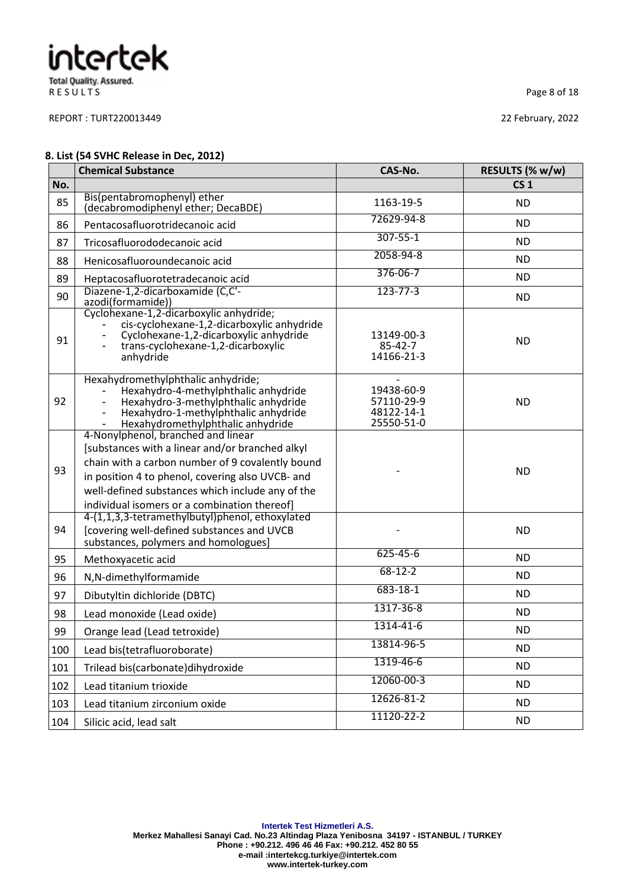RESULTS

REPORT : TURT220013449

22 February, 2022

**8. List (54 SVHC Release in Dec, 2012)**

| No. | Chemical Substance | CAS-No. | RESULTS (% w/w) CS 1 |
|---|---|---|---|
| 85 | Bis(pentabromophenyl) ether (decabromodiphenyl ether; DecaBDE) | 1163-19-5 | ND |
| 86 | Pentacosafluorotridecanoic acid | 72629-94-8 | ND |
| 87 | Tricosafluorododecanoic acid | 307-55-1 | ND |
| 88 | Henicosafluoroundecanoic acid | 2058-94-8 | ND |
| 89 | Heptacosafluorotetradecanoic acid | 376-06-7 | ND |
| 90 | Diazene-1,2-dicarboxamide (C,C'-azodi(formamide)) | 123-77-3 | ND |
| 91 | Cyclohexane-1,2-dicarboxylic anhydride; - cis-cyclohexane-1,2-dicarboxylic anhydride - Cyclohexane-1,2-dicarboxylic anhydride - trans-cyclohexane-1,2-dicarboxylic anhydride | 13149-00-3 85-42-7 14166-21-3 | ND |
| 92 | Hexahydromethylphthalic anhydride; - Hexahydro-4-methylphthalic anhydride - Hexahydro-3-methylphthalic anhydride - Hexahydro-1-methylphthalic anhydride - Hexahydromethylphthalic anhydride | - 19438-60-9 57110-29-9 48122-14-1 25550-51-0 | ND |
| 93 | 4-Nonylphenol, branched and linear [substances with a linear and/or branched alkyl chain with a carbon number of 9 covalently bound in position 4 to phenol, covering also UVCB- and well-defined substances which include any of the individual isomers or a combination thereof] | - | ND |
| 94 | 4-(1,1,3,3-tetramethylbutyl)phenol, ethoxylated [covering well-defined substances and UVCB substances, polymers and homologues] | - | ND |
| 95 | Methoxyacetic acid | 625-45-6 | ND |
| 96 | N,N-dimethylformamide | 68-12-2 | ND |
| 97 | Dibutyltin dichloride (DBTC) | 683-18-1 | ND |
| 98 | Lead monoxide (Lead oxide) | 1317-36-8 | ND |
| 99 | Orange lead (Lead tetroxide) | 1314-41-6 | ND |
| 100 | Lead bis(tetrafluoroborate) | 13814-96-5 | ND |
| 101 | Trilead bis(carbonate)dihydroxide | 1319-46-6 | ND |
| 102 | Lead titanium trioxide | 12060-00-3 | ND |
| 103 | Lead titanium zirconium oxide | 12626-81-2 | ND |
| 104 | Silicic acid, lead salt | 11120-22-2 | ND |

**Intertek Test Hizmetleri A.S.**
**Merkez Mahallesi Sanayi Cad. No.23 Altindag Plaza Yenibosna 34197 - ISTANBUL / TURKEY**
**Phone : +90.212. 496 46 46 Fax: +90.212. 452 80 55**
**e-mail :intertekcg.turkiye@intertek.com**
**www.intertek-turkey.com**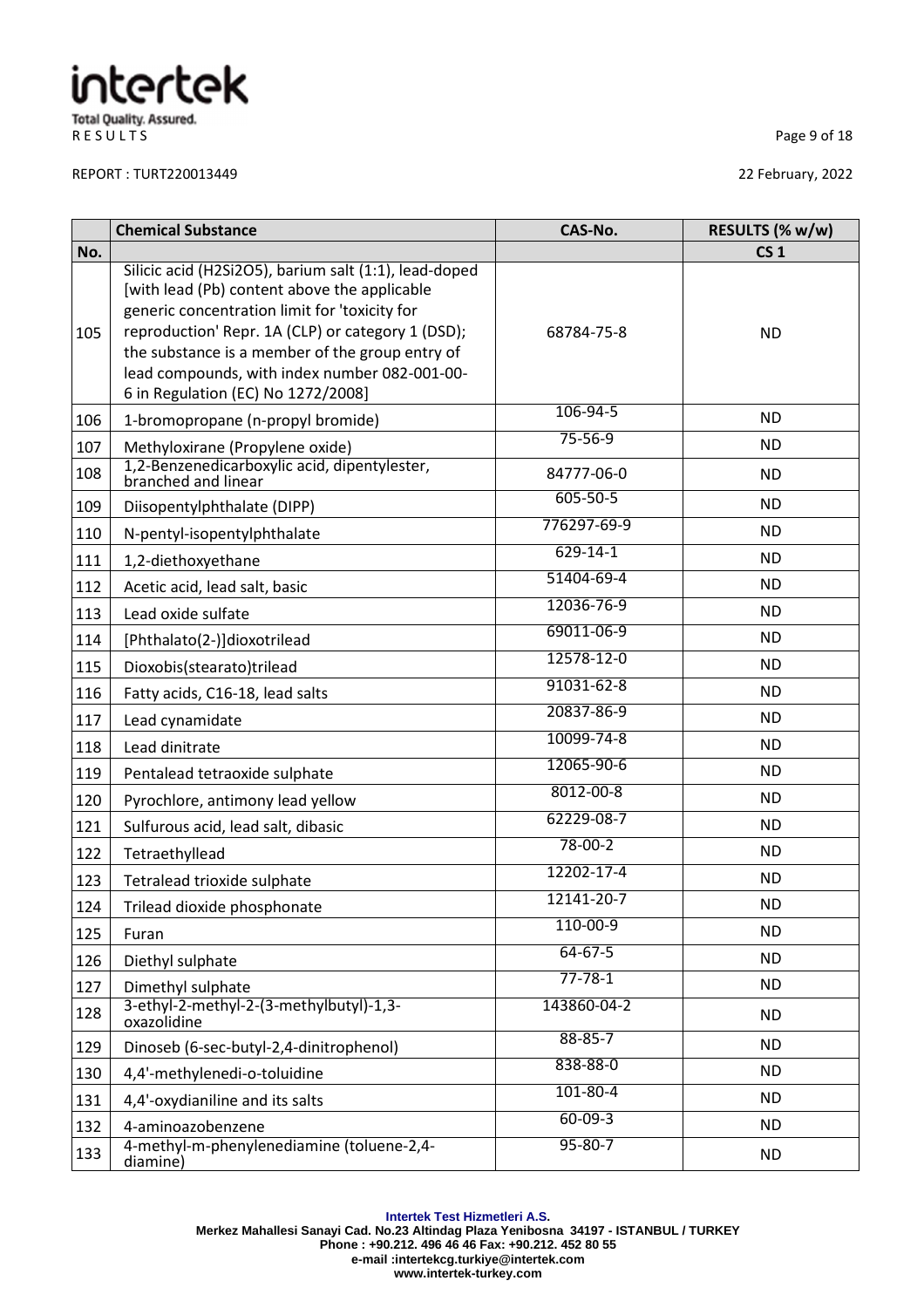RESULTS

REPORT : TURT220013449

22 February, 2022

| No. | Chemical Substance | CAS-No. | RESULTS (% w/w) CS 1 |
|---|---|---|---|
| 105 | Silicic acid (H2Si2O5), barium salt (1:1), lead-doped [with lead (Pb) content above the applicable generic concentration limit for 'toxicity for reproduction' Repr. 1A (CLP) or category 1 (DSD); the substance is a member of the group entry of lead compounds, with index number 082-001-00-6 in Regulation (EC) No 1272/2008] | 68784-75-8 | ND |
| 106 | 1-bromopropane (n-propyl bromide) | 106-94-5 | ND |
| 107 | Methyloxirane (Propylene oxide) | 75-56-9 | ND |
| 108 | 1,2-Benzenedicarboxylic acid, dipentylester, branched and linear | 84777-06-0 | ND |
| 109 | Diisopentylphthalate (DIPP) | 605-50-5 | ND |
| 110 | N-pentyl-isopentylphthalate | 776297-69-9 | ND |
| 111 | 1,2-diethoxyethane | 629-14-1 | ND |
| 112 | Acetic acid, lead salt, basic | 51404-69-4 | ND |
| 113 | Lead oxide sulfate | 12036-76-9 | ND |
| 114 | [Phthalato(2-)]dioxotrilead | 69011-06-9 | ND |
| 115 | Dioxobis(stearato)trilead | 12578-12-0 | ND |
| 116 | Fatty acids, C16-18, lead salts | 91031-62-8 | ND |
| 117 | Lead cynamidate | 20837-86-9 | ND |
| 118 | Lead dinitrate | 10099-74-8 | ND |
| 119 | Pentalead tetraoxide sulphate | 12065-90-6 | ND |
| 120 | Pyrochlore, antimony lead yellow | 8012-00-8 | ND |
| 121 | Sulfurous acid, lead salt, dibasic | 62229-08-7 | ND |
| 122 | Tetraethyllead | 78-00-2 | ND |
| 123 | Tetralead trioxide sulphate | 12202-17-4 | ND |
| 124 | Trilead dioxide phosphonate | 12141-20-7 | ND |
| 125 | Furan | 110-00-9 | ND |
| 126 | Diethyl sulphate | 64-67-5 | ND |
| 127 | Dimethyl sulphate | 77-78-1 | ND |
| 128 | 3-ethyl-2-methyl-2-(3-methylbutyl)-1,3-oxazolidine | 143860-04-2 | ND |
| 129 | Dinoseb (6-sec-butyl-2,4-dinitrophenol) | 88-85-7 | ND |
| 130 | 4,4'-methylenedi-o-toluidine | 838-88-0 | ND |
| 131 | 4,4'-oxydianiline and its salts | 101-80-4 | ND |
| 132 | 4-aminoazobenzene | 60-09-3 | ND |
| 133 | 4-methyl-m-phenylenediamine (toluene-2,4-diamine) | 95-80-7 | ND |

**Intertek Test Hizmetleri A.S.**
**Merkez Mahallesi Sanayi Cad. No.23 Altindag Plaza Yenibosna 34197 - ISTANBUL / TURKEY**
**Phone : +90.212. 496 46 46 Fax: +90.212. 452 80 55**
**e-mail :intertekcg.turkiye@intertek.com**
**www.intertek-turkey.com**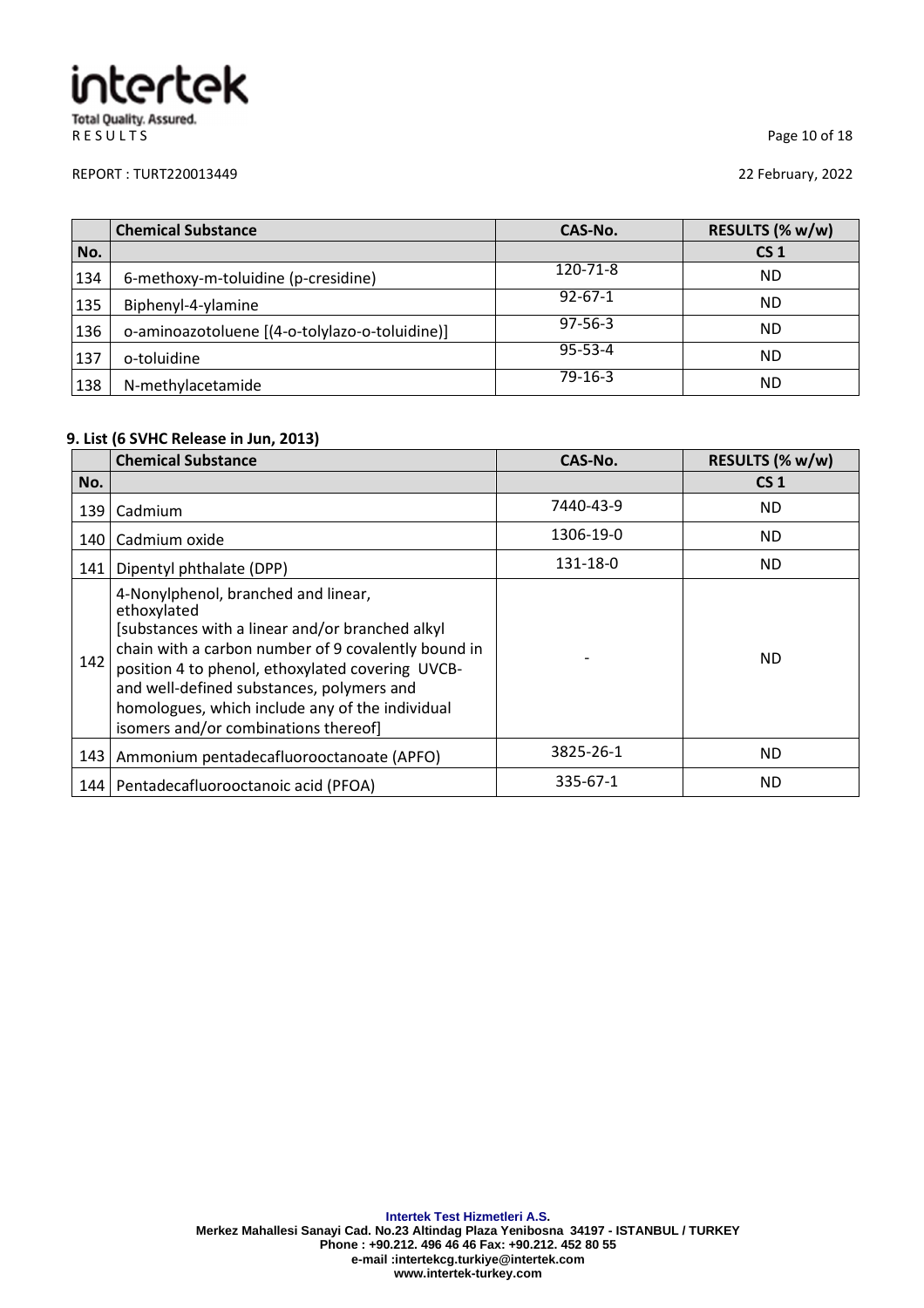| No. | Chemical Substance | CAS-No. | RESULTS (% w/w) CS 1 |
|---|---|---|---|
| 134 | 6-methoxy-m-toluidine (p-cresidine) | 120-71-8 | ND |
| 135 | Biphenyl-4-ylamine | 92-67-1 | ND |
| 136 | o-aminoazotoluene [(4-o-tolylazo-o-toluidine)] | 97-56-3 | ND |
| 137 | o-toluidine | 95-53-4 | ND |
| 138 | N-methylacetamide | 79-16-3 | ND |

**9. List (6 SVHC Release in Jun, 2013)**

| No. | Chemical Substance | CAS-No. | RESULTS (% w/w) CS 1 |
|---|---|---|---|
| 139 | Cadmium | 7440-43-9 | ND |
| 140 | Cadmium oxide | 1306-19-0 | ND |
| 141 | Dipentyl phthalate (DPP) | 131-18-0 | ND |
| 142 | 4-Nonylphenol, branched and linear, ethoxylated [substances with a linear and/or branched alkyl chain with a carbon number of 9 covalently bound in position 4 to phenol, ethoxylated covering UVCB- and well-defined substances, polymers and homologues, which include any of the individual isomers and/or combinations thereof] | - | ND |
| 143 | Ammonium pentadecafluorooctanoate (APFO) | 3825-26-1 | ND |
| 144 | Pentadecafluorooctanoic acid (PFOA) | 335-67-1 | ND |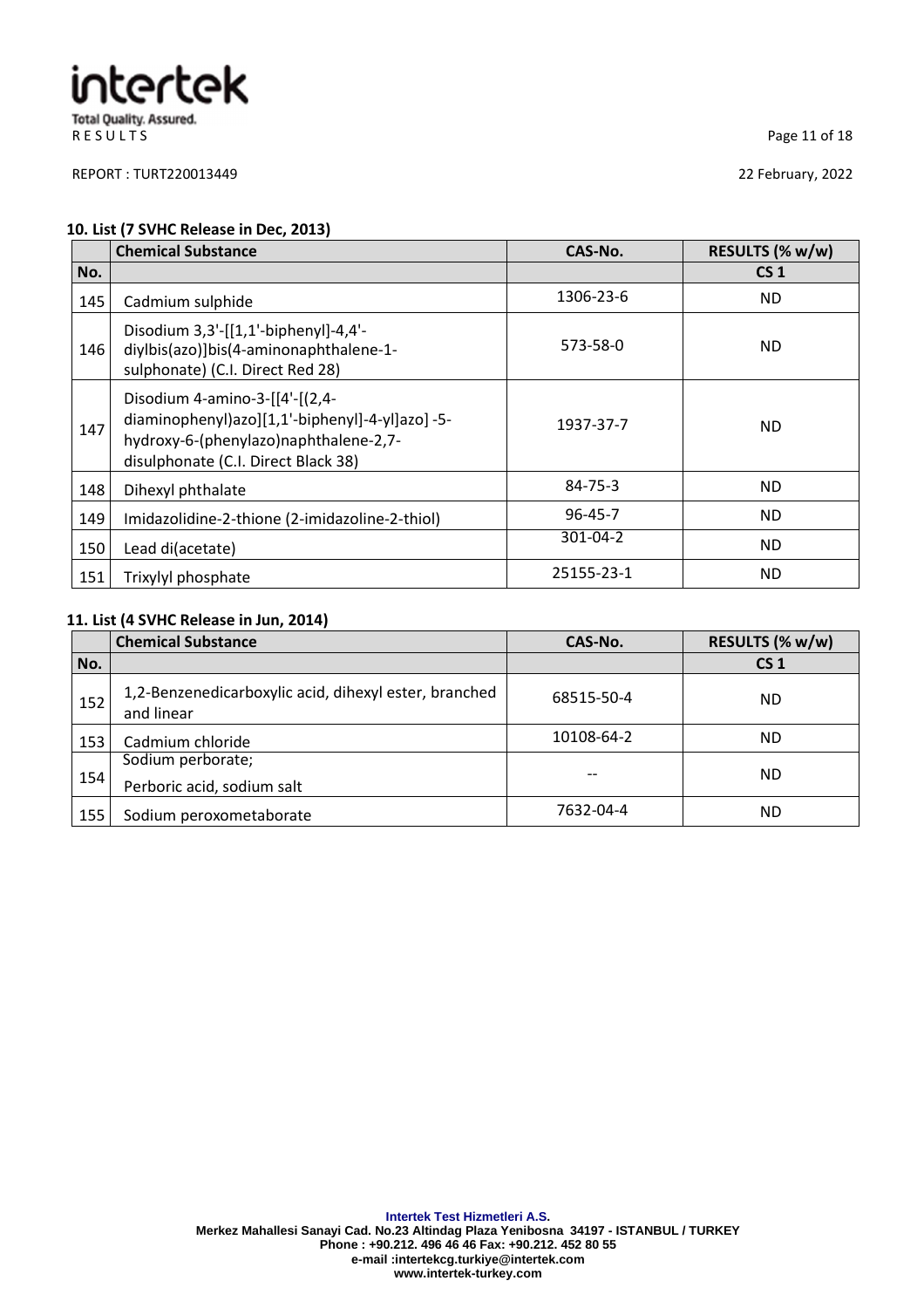REPORT : TURT220013449

22 February, 2022

**10. List (7 SVHC Release in Dec, 2013)**

| | Chemical Substance | CAS-No. | RESULTS (% w/w) |
|---|---|---|---|
| No. | | | CS 1 |
| 145 | Cadmium sulphide | 1306-23-6 | ND |
| 146 | Disodium 3,3'-[[1,1'-biphenyl]-4,4'-diylbis(azo)]bis(4-aminonaphthalene-1-sulphonate) (C.I. Direct Red 28) | 573-58-0 | ND |
| 147 | Disodium 4-amino-3-[[4'-[(2,4-diaminophenyl)azo][1,1'-biphenyl]-4-yl]azo] -5-hydroxy-6-(phenylazo)naphthalene-2,7-disulphonate (C.I. Direct Black 38) | 1937-37-7 | ND |
| 148 | Dihexyl phthalate | 84-75-3 | ND |
| 149 | Imidazolidine-2-thione (2-imidazoline-2-thiol) | 96-45-7 | ND |
| 150 | Lead di(acetate) | 301-04-2 | ND |
| 151 | Trixylyl phosphate | 25155-23-1 | ND |

**11. List (4 SVHC Release in Jun, 2014)**

| | Chemical Substance | CAS-No. | RESULTS (% w/w) |
|---|---|---|---|
| No. | | | CS 1 |
| 152 | 1,2-Benzenedicarboxylic acid, dihexyl ester, branched and linear | 68515-50-4 | ND |
| 153 | Cadmium chloride | 10108-64-2 | ND |
| 154 | Sodium perborate; Perboric acid, sodium salt | -- | ND |
| 155 | Sodium peroxometaborate | 7632-04-4 | ND |

**Intertek Test Hizmetleri A.S.**
Merkez Mahallesi Sanayi Cad. No.23 Altindag Plaza Yenibosna 34197 - ISTANBUL / TURKEY
Phone : +90.212. 496 46 46 Fax: +90.212. 452 80 55
e-mail :intertekcg.turkiye@intertek.com
www.intertek-turkey.com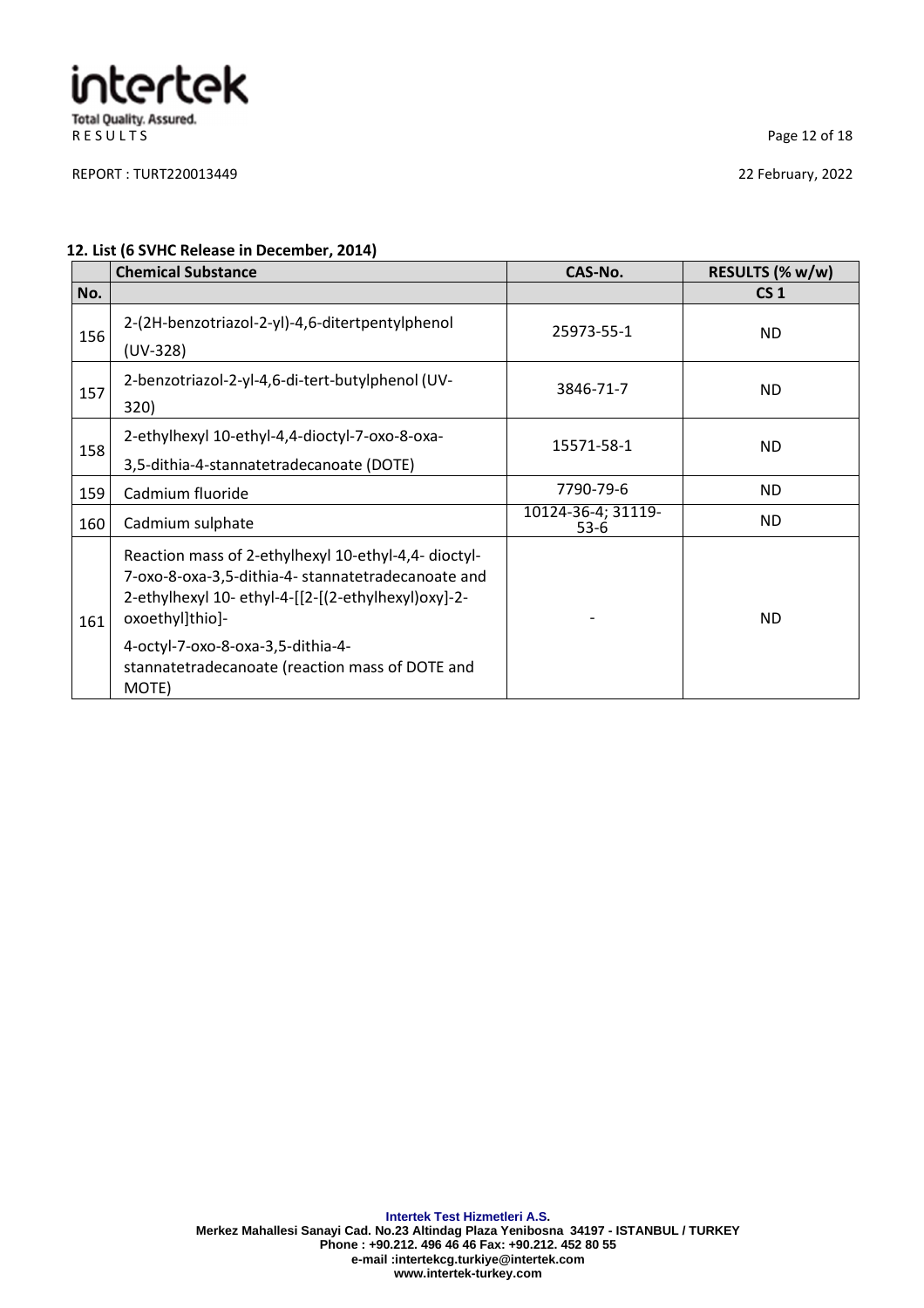### 12. List (6 SVHC Release in December, 2014)

| No. | Chemical Substance | CAS-No. | RESULTS (% w/w) CS 1 |
|---|---|---|---|
| 156 | 2-(2H-benzotriazol-2-yl)-4,6-ditertpentylphenol (UV-328) | 25973-55-1 | ND |
| 157 | 2-benzotriazol-2-yl-4,6-di-tert-butylphenol (UV-320) | 3846-71-7 | ND |
| 158 | 2-ethylhexyl 10-ethyl-4,4-dioctyl-7-oxo-8-oxa-3,5-dithia-4-stannatetradecanoate (DOTE) | 15571-58-1 | ND |
| 159 | Cadmium fluoride | 7790-79-6 | ND |
| 160 | Cadmium sulphate | 10124-36-4; 31119-53-6 | ND |
| 161 | Reaction mass of 2-ethylhexyl 10-ethyl-4,4- dioctyl-7-oxo-8-oxa-3,5-dithia-4- stannatetradecanoate and 2-ethylhexyl 10- ethyl-4-[[2-[(2-ethylhexyl)oxy]-2-oxoethyl]thio]-4-octyl-7-oxo-8-oxa-3,5-dithia-4-stannatetradecanoate (reaction mass of DOTE and MOTE) | - | ND |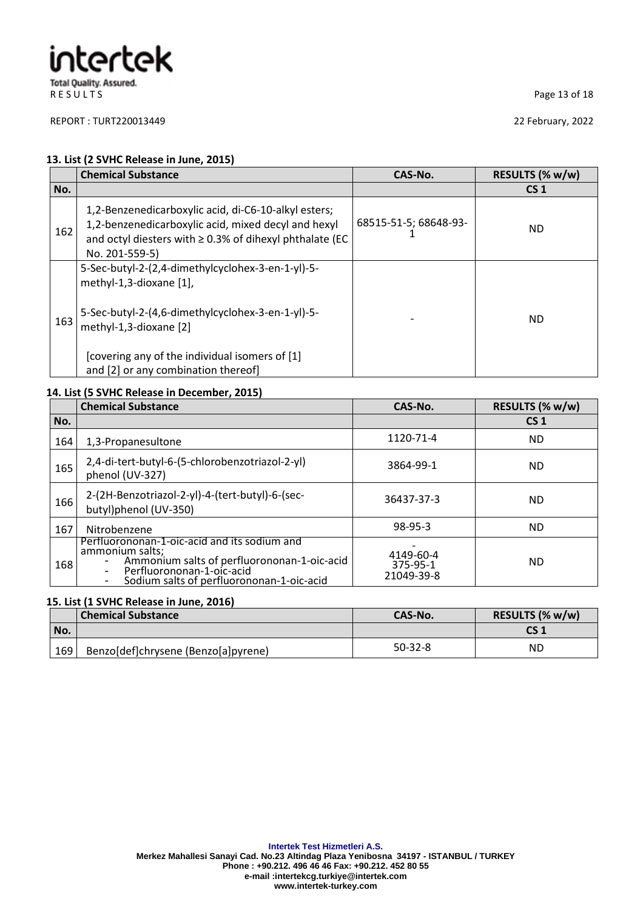RESULTS

REPORT : TURT220013449

22 February, 2022

**13. List (2 SVHC Release in June, 2015)**

| No. | Chemical Substance | CAS-No. | RESULTS (% w/w) CS 1 |
|---|---|---|---|
| 162 | 1,2-Benzenedicarboxylic acid, di-C6-10-alkyl esters; 1,2-benzenedicarboxylic acid, mixed decyl and hexyl and octyl diesters with ≥ 0.3% of dihexyl phthalate (EC No. 201-559-5) | 68515-51-5; 68648-93-1 | ND |
| 163 | 5-Sec-butyl-2-(2,4-dimethylcyclohex-3-en-1-yl)-5-methyl-1,3-dioxane [1], 5-Sec-butyl-2-(4,6-dimethylcyclohex-3-en-1-yl)-5-methyl-1,3-dioxane [2] [covering any of the individual isomers of [1] and [2] or any combination thereof] | - | ND |

**14. List (5 SVHC Release in December, 2015)**

| No. | Chemical Substance | CAS-No. | RESULTS (% w/w) CS 1 |
|---|---|---|---|
| 164 | 1,3-Propanesultone | 1120-71-4 | ND |
| 165 | 2,4-di-tert-butyl-6-(5-chlorobenzotriazol-2-yl) phenol (UV-327) | 3864-99-1 | ND |
| 166 | 2-(2H-Benzotriazol-2-yl)-4-(tert-butyl)-6-(sec-butyl)phenol (UV-350) | 36437-37-3 | ND |
| 167 | Nitrobenzene | 98-95-3 | ND |
| 168 | Perfluorononan-1-oic-acid and its sodium and ammonium salts;<br>- Ammonium salts of perfluorononan-1-oic-acid<br>- Perfluorononan-1-oic-acid<br>- Sodium salts of perfluorononan-1-oic-acid | -<br>4149-60-4<br>375-95-1<br>21049-39-8 | ND |

**15. List (1 SVHC Release in June, 2016)**

| No. | Chemical Substance | CAS-No. | RESULTS (% w/w) CS 1 |
|---|---|---|---|
| 169 | Benzo[def]chrysene (Benzo[a]pyrene) | 50-32-8 | ND |

**Intertek Test Hizmetleri A.S.**
Merkez Mahallesi Sanayi Cad. No.23 Altindag Plaza Yenibosna 34197 - ISTANBUL / TURKEY
Phone : +90.212. 496 46 46 Fax: +90.212. 452 80 55
e-mail :intertekcg.turkiye@intertek.com
www.intertek-turkey.com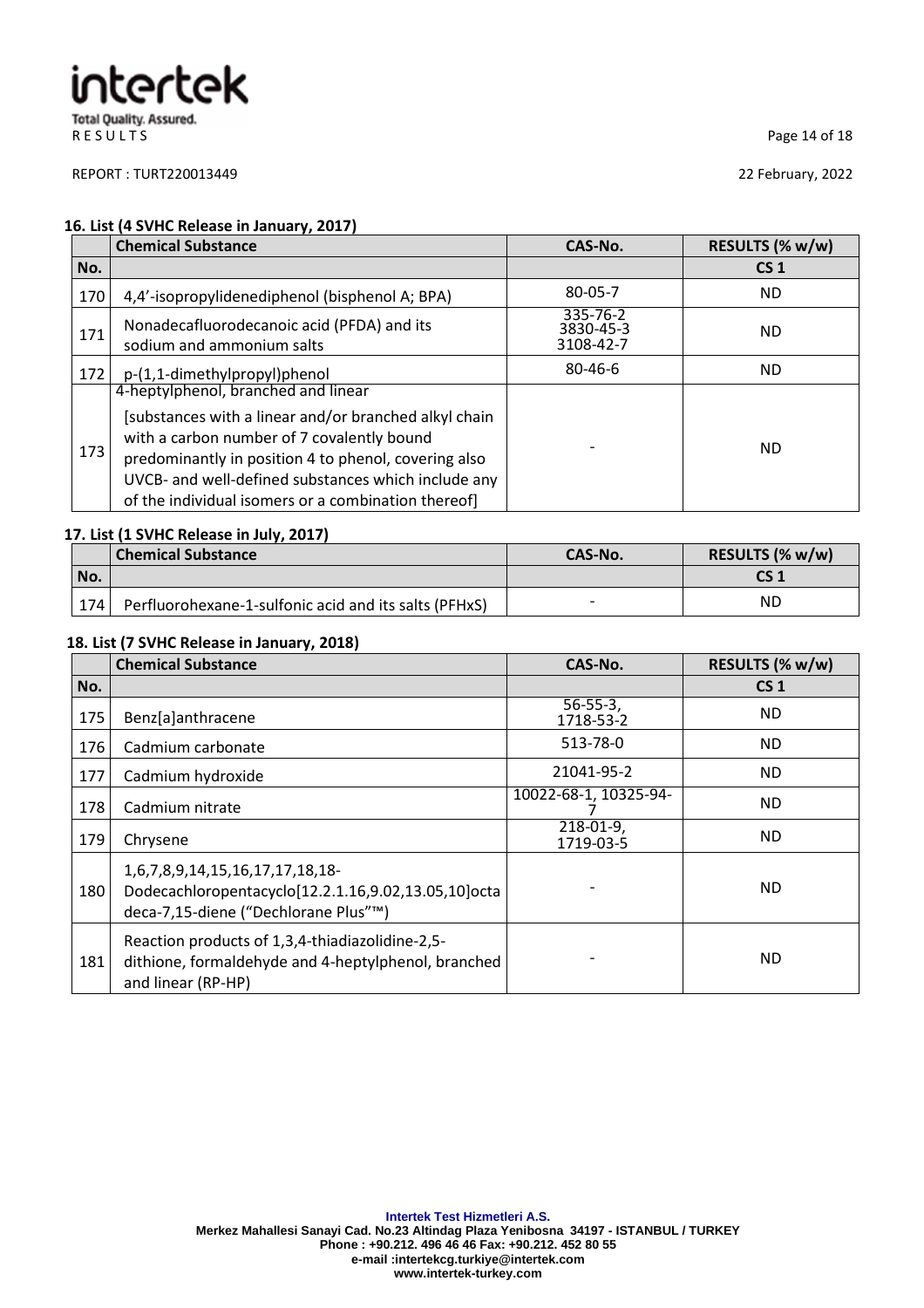### 16. List (4 SVHC Release in January, 2017)

| No. | Chemical Substance | CAS-No. | RESULTS (% w/w) |
|---|---|---|---|
| | | | CS 1 |
| 170 | 4,4'-isopropylidenediphenol (bisphenol A; BPA) | 80-05-7 | ND |
| 171 | Nonadecafluorodecanoic acid (PFDA) and its sodium and ammonium salts | 335-76-2<br>3830-45-3<br>3108-42-7 | ND |
| 172 | p-(1,1-dimethylpropyl)phenol | 80-46-6 | ND |
| 173 | 4-heptylphenol, branched and linear<br><br>[substances with a linear and/or branched alkyl chain with a carbon number of 7 covalently bound predominantly in position 4 to phenol, covering also UVCB- and well-defined substances which include any of the individual isomers or a combination thereof] | - | ND |

### 17. List (1 SVHC Release in July, 2017)

| No. | Chemical Substance | CAS-No. | RESULTS (% w/w) |
|---|---|---|---|
| | | | CS 1 |
| 174 | Perfluorohexane-1-sulfonic acid and its salts (PFHxS) | - | ND |

### 18. List (7 SVHC Release in January, 2018)

| No. | Chemical Substance | CAS-No. | RESULTS (% w/w) |
|---|---|---|---|
| | | | CS 1 |
| 175 | Benz[a]anthracene | 56-55-3,<br>1718-53-2 | ND |
| 176 | Cadmium carbonate | 513-78-0 | ND |
| 177 | Cadmium hydroxide | 21041-95-2 | ND |
| 178 | Cadmium nitrate | 10022-68-1, 10325-94-7 | ND |
| 179 | Chrysene | 218-01-9,<br>1719-03-5 | ND |
| 180 | 1,6,7,8,9,14,15,16,17,17,18,18-Dodecachloropentacyclo[12.2.1.16,9.02,13.05,10]octadeca-7,15-diene ("Dechlorane Plus"™) | - | ND |
| 181 | Reaction products of 1,3,4-thiadiazolidine-2,5-dithione, formaldehyde and 4-heptylphenol, branched and linear (RP-HP) | - | ND |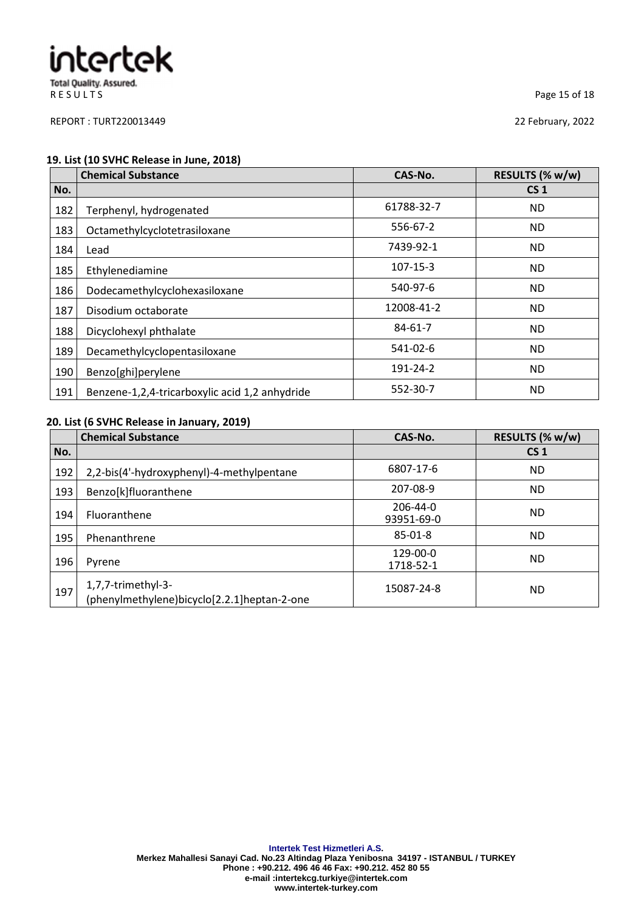REPORT : TURT220013449

22 February, 2022

**19. List (10 SVHC Release in June, 2018)**

| No. | Chemical Substance | CAS-No. | RESULTS (% w/w) |
|---|---|---|---|
| | | | CS 1 |
| 182 | Terphenyl, hydrogenated | 61788-32-7 | ND |
| 183 | Octamethylcyclotetrasiloxane | 556-67-2 | ND |
| 184 | Lead | 7439-92-1 | ND |
| 185 | Ethylenediamine | 107-15-3 | ND |
| 186 | Dodecamethylcyclohexasiloxane | 540-97-6 | ND |
| 187 | Disodium octaborate | 12008-41-2 | ND |
| 188 | Dicyclohexyl phthalate | 84-61-7 | ND |
| 189 | Decamethylcyclopentasiloxane | 541-02-6 | ND |
| 190 | Benzo[ghi]perylene | 191-24-2 | ND |
| 191 | Benzene-1,2,4-tricarboxylic acid 1,2 anhydride | 552-30-7 | ND |

**20. List (6 SVHC Release in January, 2019)**

| No. | Chemical Substance | CAS-No. | RESULTS (% w/w) |
|---|---|---|---|
| | | | CS 1 |
| 192 | 2,2-bis(4'-hydroxyphenyl)-4-methylpentane | 6807-17-6 | ND |
| 193 | Benzo[k]fluoranthene | 207-08-9 | ND |
| 194 | Fluoranthene | 206-44-0<br>93951-69-0 | ND |
| 195 | Phenanthrene | 85-01-8 | ND |
| 196 | Pyrene | 129-00-0<br>1718-52-1 | ND |
| 197 | 1,7,7-trimethyl-3-(phenylmethylene)bicyclo[2.2.1]heptan-2-one | 15087-24-8 | ND |

**Intertek Test Hizmetleri A.S.**
Merkez Mahallesi Sanayi Cad. No.23 Altindag Plaza Yenibosna 34197 - ISTANBUL / TURKEY
Phone : +90.212. 496 46 46 Fax: +90.212. 452 80 55
e-mail :intertekcg.turkiye@intertek.com
www.intertek-turkey.com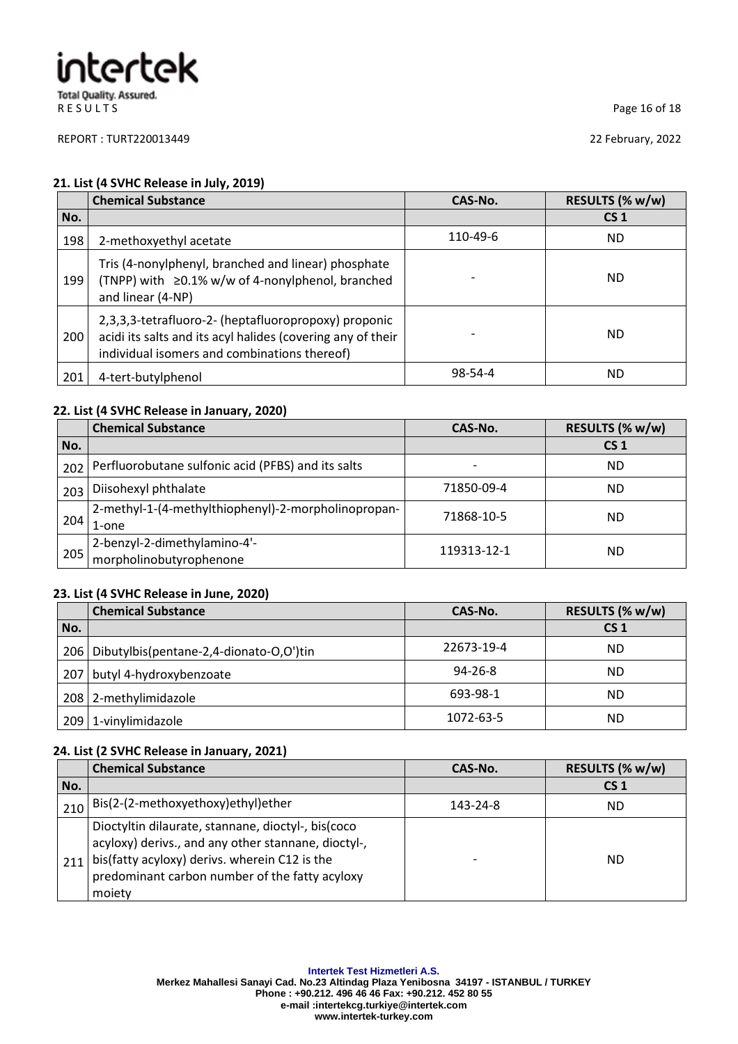**21. List (4 SVHC Release in July, 2019)**

| No. | Chemical Substance | CAS-No. | RESULTS (% w/w) |
|---|---|---|---|
| | | | CS 1 |
| 198 | 2-methoxyethyl acetate | 110-49-6 | ND |
| 199 | Tris (4-nonylphenyl, branched and linear) phosphate (TNPP) with ≥0.1% w/w of 4-nonylphenol, branched and linear (4-NP) | - | ND |
| 200 | 2,3,3,3-tetrafluoro-2- (heptafluoropropoxy) proponic acidi its salts and its acyl halides (covering any of their individual isomers and combinations thereof) | - | ND |
| 201 | 4-tert-butylphenol | 98-54-4 | ND |

**22. List (4 SVHC Release in January, 2020)**

| No. | Chemical Substance | CAS-No. | RESULTS (% w/w) |
|---|---|---|---|
| | | | CS 1 |
| 202 | Perfluorobutane sulfonic acid (PFBS) and its salts | - | ND |
| 203 | Diisohexyl phthalate | 71850-09-4 | ND |
| 204 | 2-methyl-1-(4-methylthiophenyl)-2-morpholinopropan-1-one | 71868-10-5 | ND |
| 205 | 2-benzyl-2-dimethylamino-4'-morpholinobutyrophenone | 119313-12-1 | ND |

**23. List (4 SVHC Release in June, 2020)**

| No. | Chemical Substance | CAS-No. | RESULTS (% w/w) |
|---|---|---|---|
| | | | CS 1 |
| 206 | Dibutylbis(pentane-2,4-dionato-O,O')tin | 22673-19-4 | ND |
| 207 | butyl 4-hydroxybenzoate | 94-26-8 | ND |
| 208 | 2-methylimidazole | 693-98-1 | ND |
| 209 | 1-vinylimidazole | 1072-63-5 | ND |

**24. List (2 SVHC Release in January, 2021)**

| No. | Chemical Substance | CAS-No. | RESULTS (% w/w) |
|---|---|---|---|
| | | | CS 1 |
| 210 | Bis(2-(2-methoxyethoxy)ethyl)ether | 143-24-8 | ND |
| 211 | Dioctyltin dilaurate, stannane, dioctyl-, bis(coco acyloxy) derivs., and any other stannane, dioctyl-, bis(fatty acyloxy) derivs. wherein C12 is the predominant carbon number of the fatty acyloxy moiety | - | ND |

**Intertek Test Hizmetleri A.S.**
Merkez Mahallesi Sanayi Cad. No.23 Altindag Plaza Yenibosna 34197 - ISTANBUL / TURKEY
Phone : +90.212. 496 46 46 Fax: +90.212. 452 80 55
e-mail :intertekcg.turkiye@intertek.com
www.intertek-turkey.com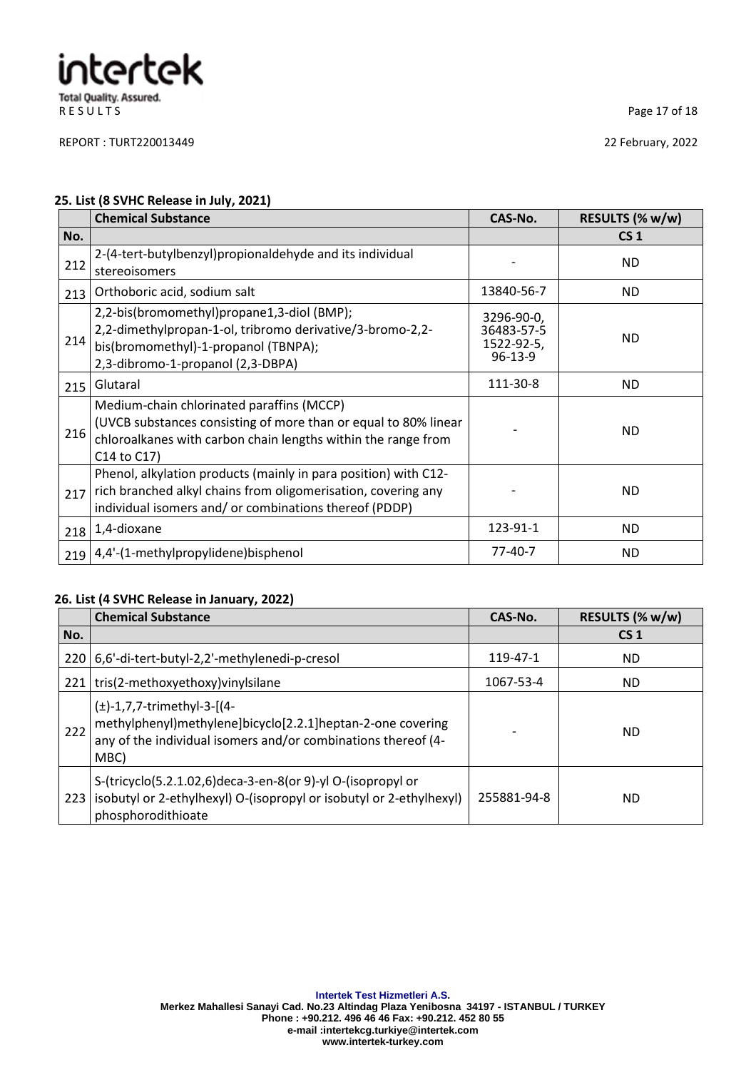RESULTS

REPORT : TURT220013449

22 February, 2022

**25. List (8 SVHC Release in July, 2021)**

| No. | Chemical Substance | CAS-No. | RESULTS (% w/w) CS 1 |
|---|---|---|---|
| 212 | 2-(4-tert-butylbenzyl)propionaldehyde and its individual stereoisomers | - | ND |
| 213 | Orthoboric acid, sodium salt | 13840-56-7 | ND |
| 214 | 2,2-bis(bromomethyl)propane1,3-diol (BMP); 2,2-dimethylpropan-1-ol, tribromo derivative/3-bromo-2,2-bis(bromomethyl)-1-propanol (TBNPA); 2,3-dibromo-1-propanol (2,3-DBPA) | 3296-90-0, 36483-57-5 1522-92-5, 96-13-9 | ND |
| 215 | Glutaral | 111-30-8 | ND |
| 216 | Medium-chain chlorinated paraffins (MCCP) (UVCB substances consisting of more than or equal to 80% linear chloroalkanes with carbon chain lengths within the range from C14 to C17) | - | ND |
| 217 | Phenol, alkylation products (mainly in para position) with C12-rich branched alkyl chains from oligomerisation, covering any individual isomers and/ or combinations thereof (PDDP) | - | ND |
| 218 | 1,4-dioxane | 123-91-1 | ND |
| 219 | 4,4'-(1-methylpropylidene)bisphenol | 77-40-7 | ND |

**26. List (4 SVHC Release in January, 2022)**

| No. | Chemical Substance | CAS-No. | RESULTS (% w/w) CS 1 |
|---|---|---|---|
| 220 | 6,6'-di-tert-butyl-2,2'-methylenedi-p-cresol | 119-47-1 | ND |
| 221 | tris(2-methoxyethoxy)vinylsilane | 1067-53-4 | ND |
| 222 | (±)-1,7,7-trimethyl-3-[(4-methylphenyl)methylene]bicyclo[2.2.1]heptan-2-one covering any of the individual isomers and/or combinations thereof (4-MBC) | - | ND |
| 223 | S-(tricyclo(5.2.1.02,6)deca-3-en-8(or 9)-yl O-(isopropyl or isobutyl or 2-ethylhexyl) O-(isopropyl or isobutyl or 2-ethylhexyl) phosphorodithioate | 255881-94-8 | ND |

**Intertek Test Hizmetleri A.S.**
Merkez Mahallesi Sanayi Cad. No.23 Altindag Plaza Yenibosna 34197 - ISTANBUL / TURKEY
Phone : +90.212. 496 46 46 Fax: +90.212. 452 80 55
e-mail :intertekcg.turkiye@intertek.com
www.intertek-turkey.com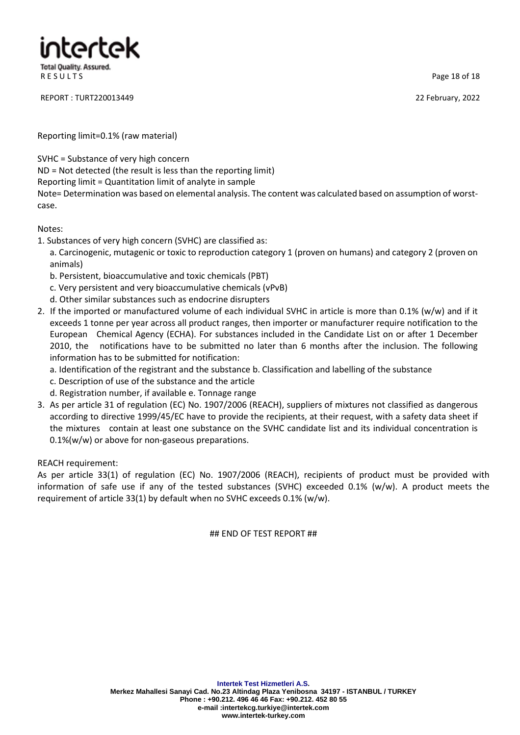Reporting limit=0.1% (raw material)

SVHC = Substance of very high concern
ND = Not detected (the result is less than the reporting limit)
Reporting limit = Quantitation limit of analyte in sample
Note= Determination was based on elemental analysis. The content was calculated based on assumption of worst-case.

Notes:

1. Substances of very high concern (SVHC) are classified as:
   a. Carcinogenic, mutagenic or toxic to reproduction category 1 (proven on humans) and category 2 (proven on animals)
   b. Persistent, bioaccumulative and toxic chemicals (PBT)
   c. Very persistent and very bioaccumulative chemicals (vPvB)
   d. Other similar substances such as endocrine disrupters
2. If the imported or manufactured volume of each individual SVHC in article is more than 0.1% (w/w) and if it exceeds 1 tonne per year across all product ranges, then importer or manufacturer require notification to the European Chemical Agency (ECHA). For substances included in the Candidate List on or after 1 December 2010, the notifications have to be submitted no later than 6 months after the inclusion. The following information has to be submitted for notification:
   a. Identification of the registrant and the substance b. Classification and labelling of the substance
   c. Description of use of the substance and the article
   d. Registration number, if available e. Tonnage range
3. As per article 31 of regulation (EC) No. 1907/2006 (REACH), suppliers of mixtures not classified as dangerous according to directive 1999/45/EC have to provide the recipients, at their request, with a safety data sheet if the mixtures contain at least one substance on the SVHC candidate list and its individual concentration is 0.1%(w/w) or above for non-gaseous preparations.

REACH requirement:
As per article 33(1) of regulation (EC) No. 1907/2006 (REACH), recipients of product must be provided with information of safe use if any of the tested substances (SVHC) exceeded 0.1% (w/w). A product meets the requirement of article 33(1) by default when no SVHC exceeds 0.1% (w/w).

## END OF TEST REPORT ##

**Intertek Test Hizmetleri A.S.**
**Merkez Mahallesi Sanayi Cad. No.23 Altindag Plaza Yenibosna 34197 - ISTANBUL / TURKEY**
**Phone : +90.212. 496 46 46 Fax: +90.212. 452 80 55**
**e-mail :intertekcg.turkiye@intertek.com**
**www.intertek-turkey.com**